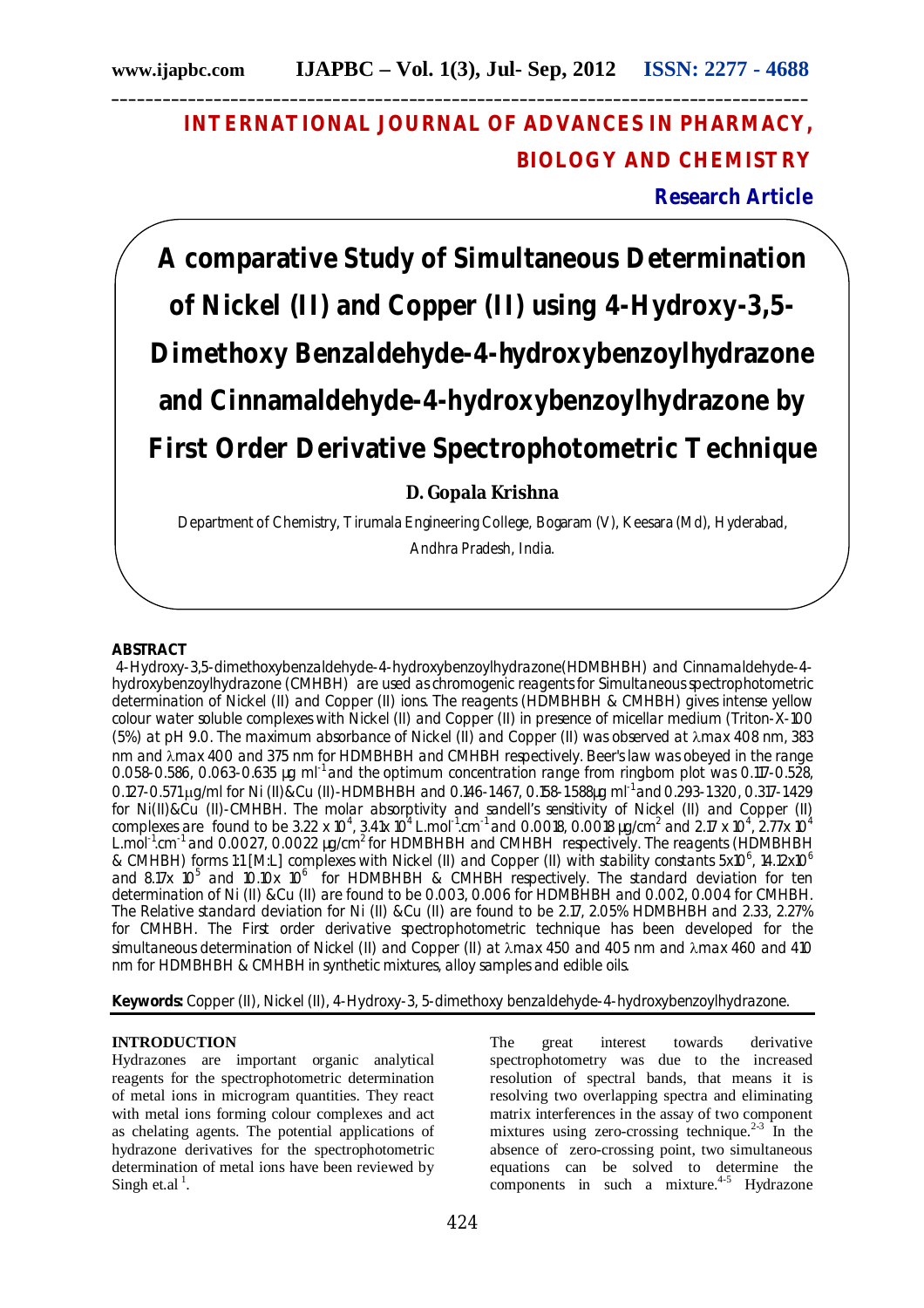# INTERNATIONAL JOURNAL OF ADVANCES IN PHARMACY, BIOLOGY AND CHEMISTRY

**Research Article**

# A comparative Study of Simultaneous Determination of Nickel (II) and Copper (II) using 4-Hydroxy-3,5-Dimethoxy Benzaldehyde-4-hydroxybenzoylhydrazone and Cinnamaldehyde-4-hydroxybenzoylhydrazone by First Order Derivative Spectrophotometric Technique

**D. Gopala Krishna**

Department of Chemistry, Tirumala Engineering College, Bogaram (V), Keesara (Md), Hyderabad, Andhra Pradesh, India.

## ABSTRACT

4-Hydroxy-3,5-dimethoxybenzaldehyde-4-hydroxybenzoylhydrazone(HDMBHBH) and Cinnamaldehyde-4-hydroxybenzoylhydrazone (CMHBH) are used as chromogenic reagents for Simultaneous spectrophotometric determination of Nickel (II) and Copper (II) ions. The reagents (HDMBHBH & CMHBH) gives intense yellow colour water soluble complexes with Nickel (II) and Copper (II) in presence of micellar medium (Triton-X-100 (5%) at pH 9.0. The maximum absorbance of Nickel (II) and Copper (II) was observed at $\lambda$max 408 nm, 383 nm and $\lambda$max 400 and 375 nm for HDMBHBH and CMHBH respectively. Beer's law was obeyed in the range 0.058-0.586, 0.063-0.635 $\mu$g ml$^{-1}$ and the optimum concentration range from ringbom plot was 0.117-0.528, 0.127-0.571 $\mu$g/ml for Ni (II)&Cu (II)-HDMBHBH and 0.146-1.467, 0.158-1.588$\mu$g ml$^{-1}$ and 0.293-1.320, 0.317-1.429 for Ni(II)&Cu (II)-CMHBH. The molar absorptivity and sandell's sensitivity of Nickel (II) and Copper (II) complexes are found to be 3.22 x 10$^{4}$, 3.41x 10$^{4}$ L.mol$^{-1}$.cm$^{-1}$ and 0.0018, 0.0018 $\mu$g/cm$^{2}$ and 2.17 x 10$^{4}$, 2.77x 10$^{4}$ L.mol$^{-1}$.cm$^{-1}$ and 0.0027, 0.0022 $\mu$g/cm$^{2}$ for HDMBHBH and CMHBH respectively. The reagents (HDMBHBH & CMHBH) forms 1:1 [M:L] complexes with Nickel (II) and Copper (II) with stability constants 5x10$^{6}$, 14.12x10$^{6}$ and 8.17x 10$^{5}$ and 10.10x 10$^{6}$ for HDMBHBH & CMHBH respectively. The standard deviation for ten determination of Ni (II) &Cu (II) are found to be 0.003, 0.006 for HDMBHBH and 0.002, 0.004 for CMHBH. The Relative standard deviation for Ni (II) &Cu (II) are found to be 2.17, 2.05% HDMBHBH and 2.33, 2.27% for CMHBH. The First order derivative spectrophotometric technique has been developed for the simultaneous determination of Nickel (II) and Copper (II) at $\lambda$max 450 and 405 nm and $\lambda$max 460 and 410 nm for HDMBHBH & CMHBH in synthetic mixtures, alloy samples and edible oils.

**Keywords:** Copper (II), Nickel (II), 4-Hydroxy-3, 5-dimethoxy benzaldehyde-4-hydroxybenzoylhydrazone.

## INTRODUCTION

Hydrazones are important organic analytical reagents for the spectrophotometric determination of metal ions in microgram quantities. They react with metal ions forming colour complexes and act as chelating agents. The potential applications of hydrazone derivatives for the spectrophotometric determination of metal ions have been reviewed by Singh et.al [1].

The great interest towards derivative spectrophotometry was due to the increased resolution of spectral bands, that means it is resolving two overlapping spectra and eliminating matrix interferences in the assay of two component mixtures using zero-crossing technique.[2-3] In the absence of zero-crossing point, two simultaneous equations can be solved to determine the components in such a mixture.[4-5] Hydrazone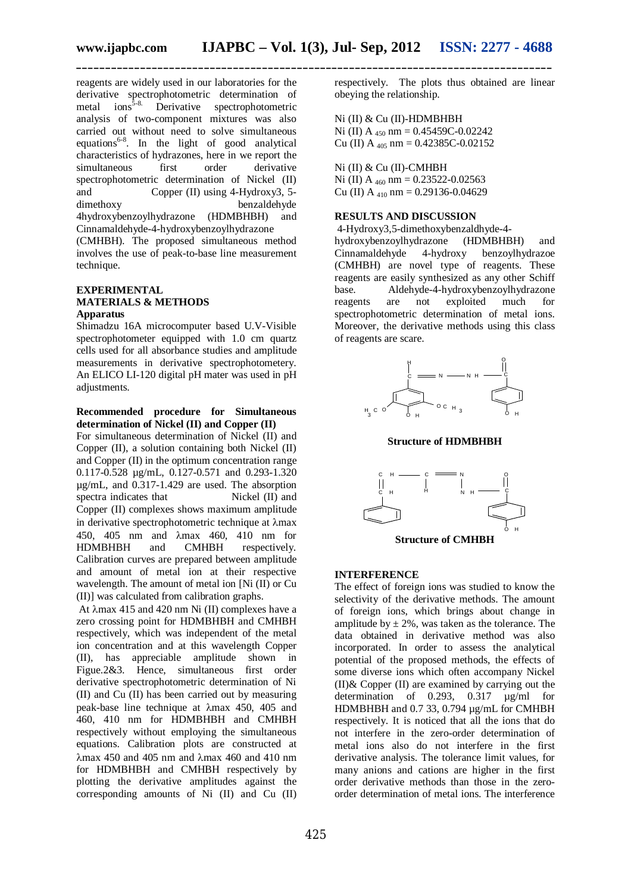reagents are widely used in our laboratories for the derivative spectrophotometric determination of metal ions[5-8]. Derivative spectrophotometric analysis of two-component mixtures was also carried out without need to solve simultaneous equations[6-8]. In the light of good analytical characteristics of hydrazones, here in we report the simultaneous first order derivative spectrophotometric determination of Nickel (II) and Copper (II) using 4-Hydroxy3, 5-dimethoxy benzaldehyde 4hydroxybenzoylhydrazone (HDMBHBH) and Cinnamaldehyde-4-hydroxybenzoylhydrazone (CMHBH). The proposed simultaneous method involves the use of peak-to-base line measurement technique.

## EXPERIMENTAL

## MATERIALS & METHODS

### Apparatus

Shimadzu 16A microcomputer based U.V-Visible spectrophotometer equipped with 1.0 cm quartz cells used for all absorbance studies and amplitude measurements in derivative spectrophotometery. An ELICO LI-120 digital pH mater was used in pH adjustments.

### Recommended procedure for Simultaneous determination of Nickel (II) and Copper (II)

For simultaneous determination of Nickel (II) and Copper (II), a solution containing both Nickel (II) and Copper (II) in the optimum concentration range 0.117-0.528 µg/mL, 0.127-0.571 and 0.293-1.320 µg/mL, and 0.317-1.429 are used. The absorption spectra indicates that Nickel (II) and Copper (II) complexes shows maximum amplitude in derivative spectrophotometric technique at λmax 450, 405 nm and λmax 460, 410 nm for HDMBHBH and CMHBH respectively. Calibration curves are prepared between amplitude and amount of metal ion at their respective wavelength. The amount of metal ion [Ni (II) or Cu (II)] was calculated from calibration graphs.

At λmax 415 and 420 nm Ni (II) complexes have a zero crossing point for HDMBHBH and CMHBH respectively, which was independent of the metal ion concentration and at this wavelength Copper (II), has appreciable amplitude shown in Figure.2&3. Hence, simultaneous first order derivative spectrophotometric determination of Ni (II) and Cu (II) has been carried out by measuring peak-base line technique at λmax 450, 405 and 460, 410 nm for HDMBHBH and CMHBH respectively without employing the simultaneous equations. Calibration plots are constructed at λmax 450 and 405 nm and λmax 460 and 410 nm for HDMBHBH and CMHBH respectively by plotting the derivative amplitudes against the corresponding amounts of Ni (II) and Cu (II) respectively. The plots thus obtained are linear obeying the relationship.

Ni (II) & Cu (II)-HDMBHBH

Ni (II) $A_{450}$ nm = 0.45459C-0.02242

Cu (II) $A_{405}$ nm = 0.42385C-0.02152

Ni (II) & Cu (II)-CMHBH

Ni (II) $A_{460}$ nm = 0.23522-0.02563

Cu (II) $A_{410}$ nm = 0.29136-0.04629

## RESULTS AND DISCUSSION

4-Hydroxy3,5-dimethoxybenzaldhyde-4-hydroxybenzoylhydrazone (HDMBHBH) and Cinnamaldehyde 4-hydroxy benzoylhydrazoe (CMHBH) are novel type of reagents. These reagents are easily synthesized as any other Schiff base. Aldehyde-4-hydroxybenzoylhydrazone reagents are not exploited much for spectrophotometric determination of metal ions. Moreover, the derivative methods using this class of reagents are scare.

**Structure of HDMBHBH**

**Structure of CMHBH**

## INTERFERENCE

The effect of foreign ions was studied to know the selectivity of the derivative methods. The amount of foreign ions, which brings about change in amplitude by ± 2%, was taken as the tolerance. The data obtained in derivative method was also incorporated. In order to assess the analytical potential of the proposed methods, the effects of some diverse ions which often accompany Nickel (II)& Copper (II) are examined by carrying out the determination of 0.293, 0.317 µg/ml for HDMBHBH and 0.7 33, 0.794 µg/mL for CMHBH respectively. It is noticed that all the ions that do not interfere in the zero-order determination of metal ions also do not interfere in the first derivative analysis. The tolerance limit values, for many anions and cations are higher in the first order derivative methods than those in the zero-order determination of metal ions. The interference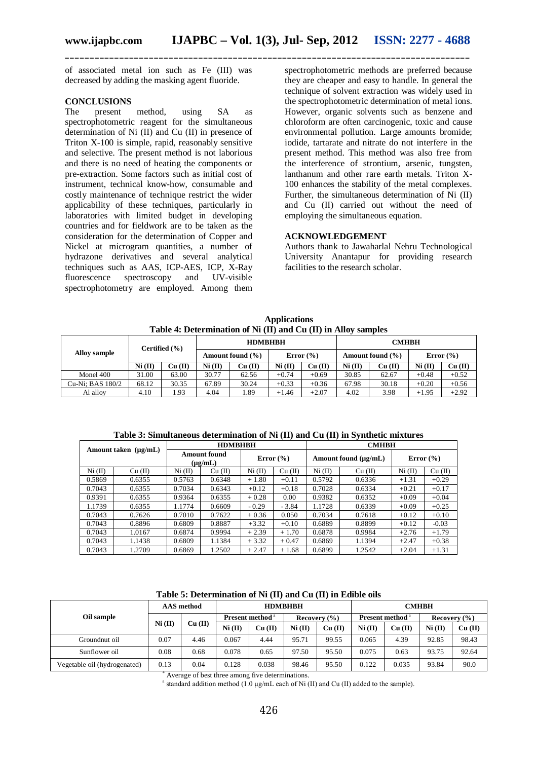of associated metal ion such as Fe (III) was decreased by adding the masking agent fluoride.

## CONCLUSIONS

The present method, using SA as spectrophotometric reagent for the simultaneous determination of Ni (II) and Cu (II) in presence of Triton X-100 is simple, rapid, reasonably sensitive and selective. The present method is not laborious and there is no need of heating the components or pre-extraction. Some factors such as initial cost of instrument, technical know-how, consumable and costly maintenance of technique restrict the wider applicability of these techniques, particularly in laboratories with limited budget in developing countries and for fieldwork are to be taken as the consideration for the determination of Copper and Nickel at microgram quantities, a number of hydrazone derivatives and several analytical techniques such as AAS, ICP-AES, ICP, X-Ray fluorescence spectroscopy and UV-visible spectrophotometry are employed. Among them spectrophotometric methods are preferred because they are cheaper and easy to handle. In general the technique of solvent extraction was widely used in the spectrophotometric determination of metal ions. However, organic solvents such as benzene and chloroform are often carcinogenic, toxic and cause environmental pollution. Large amounts bromide; iodide, tartarate and nitrate do not interfere in the present method. This method was also free from the interference of strontium, arsenic, tungsten, lanthanum and other rare earth metals. Triton X-100 enhances the stability of the metal complexes. Further, the simultaneous determination of Ni (II) and Cu (II) carried out without the need of employing the simultaneous equation.

## ACKNOWLEDGEMENT

Authors thank to Jawaharlal Nehru Technological University Anantapur for providing research facilities to the research scholar.

**Applications**

**Table 4: Determination of Ni (II) and Cu (II) in Alloy samples**

| Alloy sample | Certified (%) | | HDMBHBH | | | | CMHBH | | | |
|---|---|---|---|---|---|---|---|---|---|---|
| | | | Amount found (%) | | Error (%) | | Amount found (%) | | Error (%) | |
| | Ni (II) | Cu (II) | Ni (II) | Cu (II) | Ni (II) | Cu (II) | Ni (II) | Cu (II) | Ni (II) | Cu (II) |
| Monel 400 | 31.00 | 63.00 | 30.77 | 62.56 | +0.74 | +0.69 | 30.85 | 62.67 | +0.48 | +0.52 |
| Cu-Ni; BAS 180/2 | 68.12 | 30.35 | 67.89 | 30.24 | +0.33 | +0.36 | 67.98 | 30.18 | +0.20 | +0.56 |
| Al alloy | 4.10 | 1.93 | 4.04 | 1.89 | +1.46 | +2.07 | 4.02 | 3.98 | +1.95 | +2.92 |

**Table 3: Simultaneous determination of Ni (II) and Cu (II) in Synthetic mixtures**

| Amount taken (μg/mL) | | HDMBHBH | | | | CMHBH | | | |
|---|---|---|---|---|---|---|---|---|---|
| | | Amount found (μg/mL) | | Error (%) | | Amount found (μg/mL) | | Error (%) | |
| Ni (II) | Cu (II) | Ni (II) | Cu (II) | Ni (II) | Cu (II) | Ni (II) | Cu (II) | Ni (II) | Cu (II) |
| 0.5869 | 0.6355 | 0.5763 | 0.6348 | + 1.80 | +0.11 | 0.5792 | 0.6336 | +1.31 | +0.29 |
| 0.7043 | 0.6355 | 0.7034 | 0.6343 | +0.12 | +0.18 | 0.7028 | 0.6334 | +0.21 | +0.17 |
| 0.9391 | 0.6355 | 0.9364 | 0.6355 | + 0.28 | 0.00 | 0.9382 | 0.6352 | +0.09 | +0.04 |
| 1.1739 | 0.6355 | 1.1774 | 0.6609 | - 0.29 | - 3.84 | 1.1728 | 0.6339 | +0.09 | +0.25 |
| 0.7043 | 0.7626 | 0.7010 | 0.7622 | + 0.36 | 0.050 | 0.7034 | 0.7618 | +0.12 | +0.10 |
| 0.7043 | 0.8896 | 0.6809 | 0.8887 | +3.32 | +0.10 | 0.6889 | 0.8899 | +0.12 | -0.03 |
| 0.7043 | 1.0167 | 0.6874 | 0.9994 | + 2.39 | + 1.70 | 0.6878 | 0.9984 | +2.76 | +1.79 |
| 0.7043 | 1.1438 | 0.6809 | 1.1384 | + 3.32 | + 0.47 | 0.6869 | 1.1394 | +2.47 | +0.38 |
| 0.7043 | 1.2709 | 0.6869 | 1.2502 | + 2.47 | + 1.68 | 0.6899 | 1.2542 | +2.04 | +1.31 |

**Table 5: Determination of Ni (II) and Cu (II) in Edible oils**

| Oil sample | AAS method | | HDMBHBH | | | | CMHBH | | | |
|---|---|---|---|---|---|---|---|---|---|---|
| | Ni (II) | Cu (II) | Present method [a] | | Recovery (%) | | Present method [a] | | Recovery (%) | |
| | | | Ni (II) | Cu (II) | Ni (II) | Cu (II) | Ni (II) | Cu (II) | Ni (II) | Cu (II) |
| Groundnut oil | 0.07 | 4.46 | 0.067 | 4.44 | 95.71 | 99.55 | 0.065 | 4.39 | 92.85 | 98.43 |
| Sunflower oil | 0.08 | 0.68 | 0.078 | 0.65 | 97.50 | 95.50 | 0.075 | 0.63 | 93.75 | 92.64 |
| Vegetable oil (hydrogenated) | 0.13 | 0.04 | 0.128 | 0.038 | 98.46 | 95.50 | 0.122 | 0.035 | 93.84 | 90.0 |

[*] Average of best three among five determinations.

[a] standard addition method (1.0 μg/mL each of Ni (II) and Cu (II) added to the sample).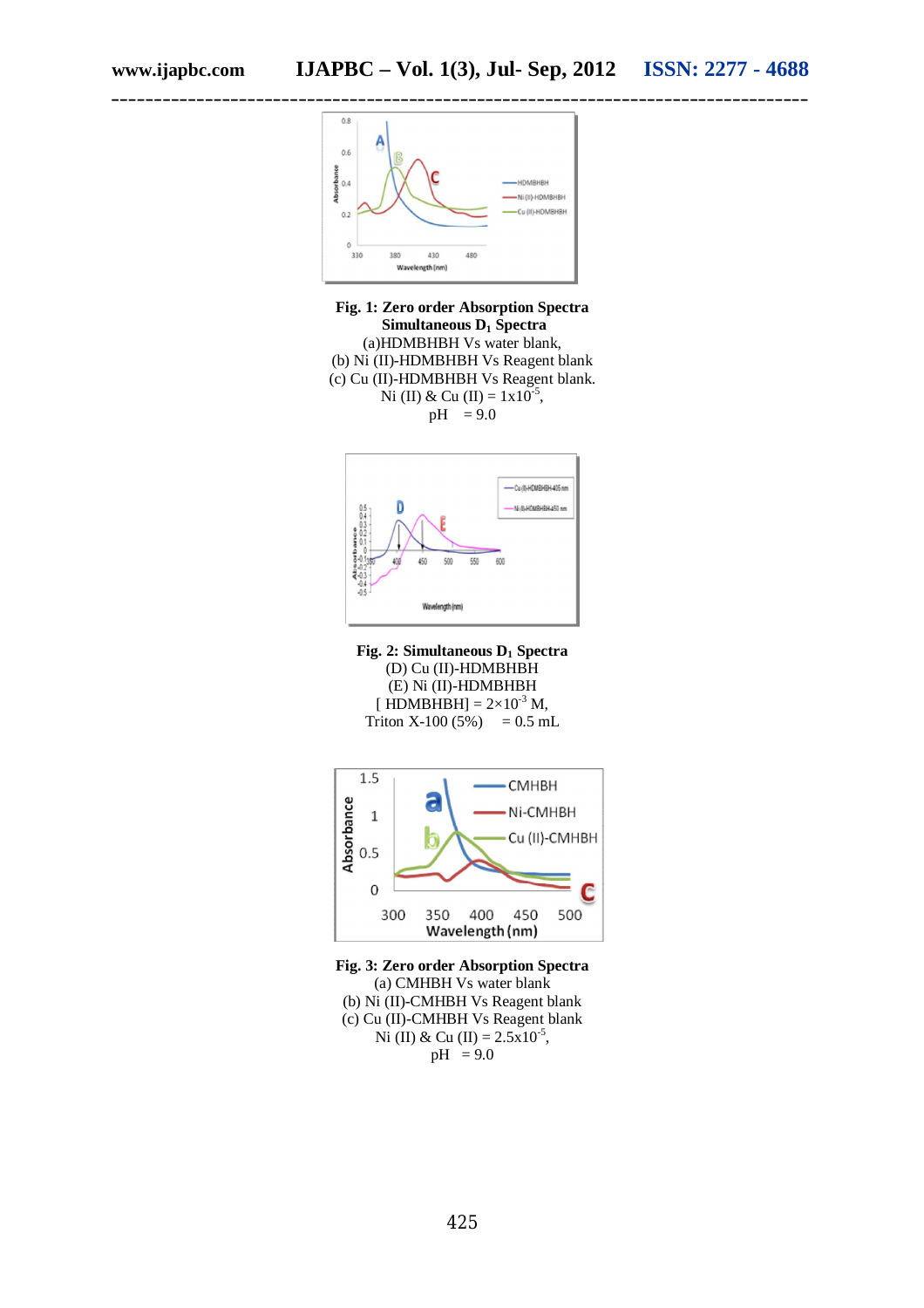**Fig. 1: Zero order Absorption Spectra**
**Simultaneous $D_1$ Spectra**
(a)HDMBHBH Vs water blank,
(b) Ni (II)-HDMBHBH Vs Reagent blank
(c) Cu (II)-HDMBHBH Vs Reagent blank.
Ni (II) & Cu (II) = $1x10^{-5}$,
pH = 9.0

**Fig. 2: Simultaneous $D_1$ Spectra**
(D) Cu (II)-HDMBHBH
(E) Ni (II)-HDMBHBH
[ HDMBHBH] = $2\times10^{-3}$ M,
Triton X-100 (5%) = 0.5 mL

**Fig. 3: Zero order Absorption Spectra**
(a) CMHBH Vs water blank
(b) Ni (II)-CMHBH Vs Reagent blank
(c) Cu (II)-CMHBH Vs Reagent blank
Ni (II) & Cu (II) = $2.5x10^{-5}$,
pH = 9.0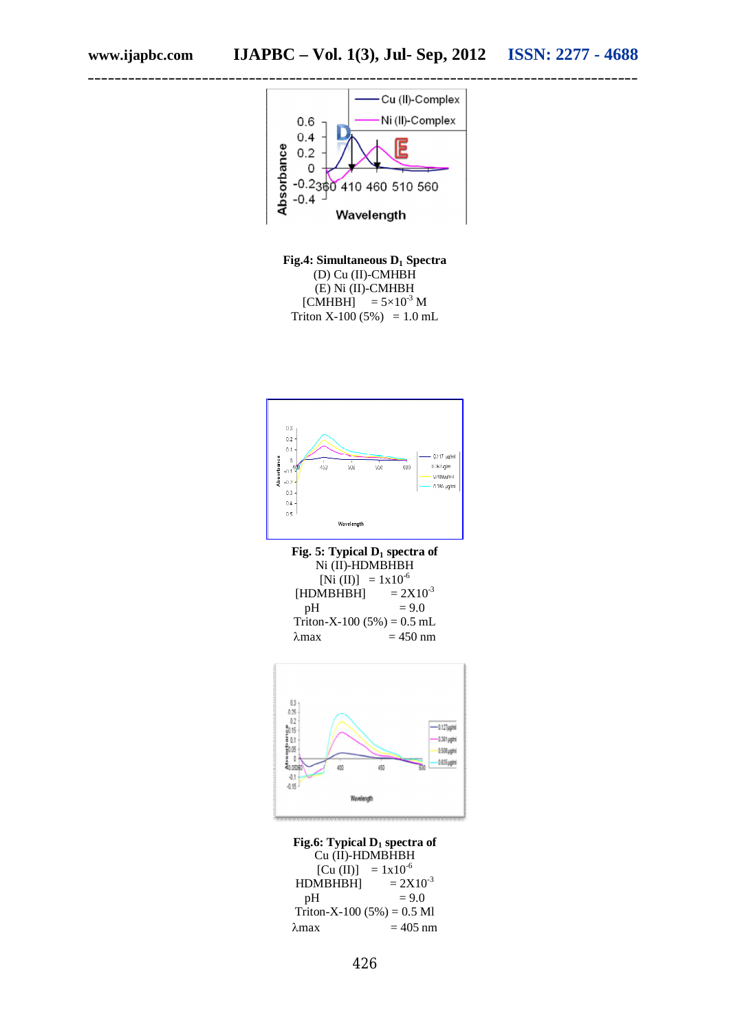**Fig.4: Simultaneous $D_1$ Spectra**
(D) Cu (II)-CMHBH
(E) Ni (II)-CMHBH
[CMHBH] = $5\times10^{-3}$ M
Triton X-100 (5%) = 1.0 mL

**Fig. 5: Typical $D_1$ spectra of**
Ni (II)-HDMBHBH
[Ni (II)] = $1\text{x}10^{-6}$
[HDMBHBH] = $2\text{X}10^{-3}$
pH = 9.0
Triton-X-100 (5%) = 0.5 mL
λmax = 450 nm

**Fig.6: Typical $D_1$ spectra of**
Cu (II)-HDMBHBH
[Cu (II)] = $1\text{x}10^{-6}$
HDMBHBH] = $2\text{X}10^{-3}$
pH = 9.0
Triton-X-100 (5%) = 0.5 Ml
λmax = 405 nm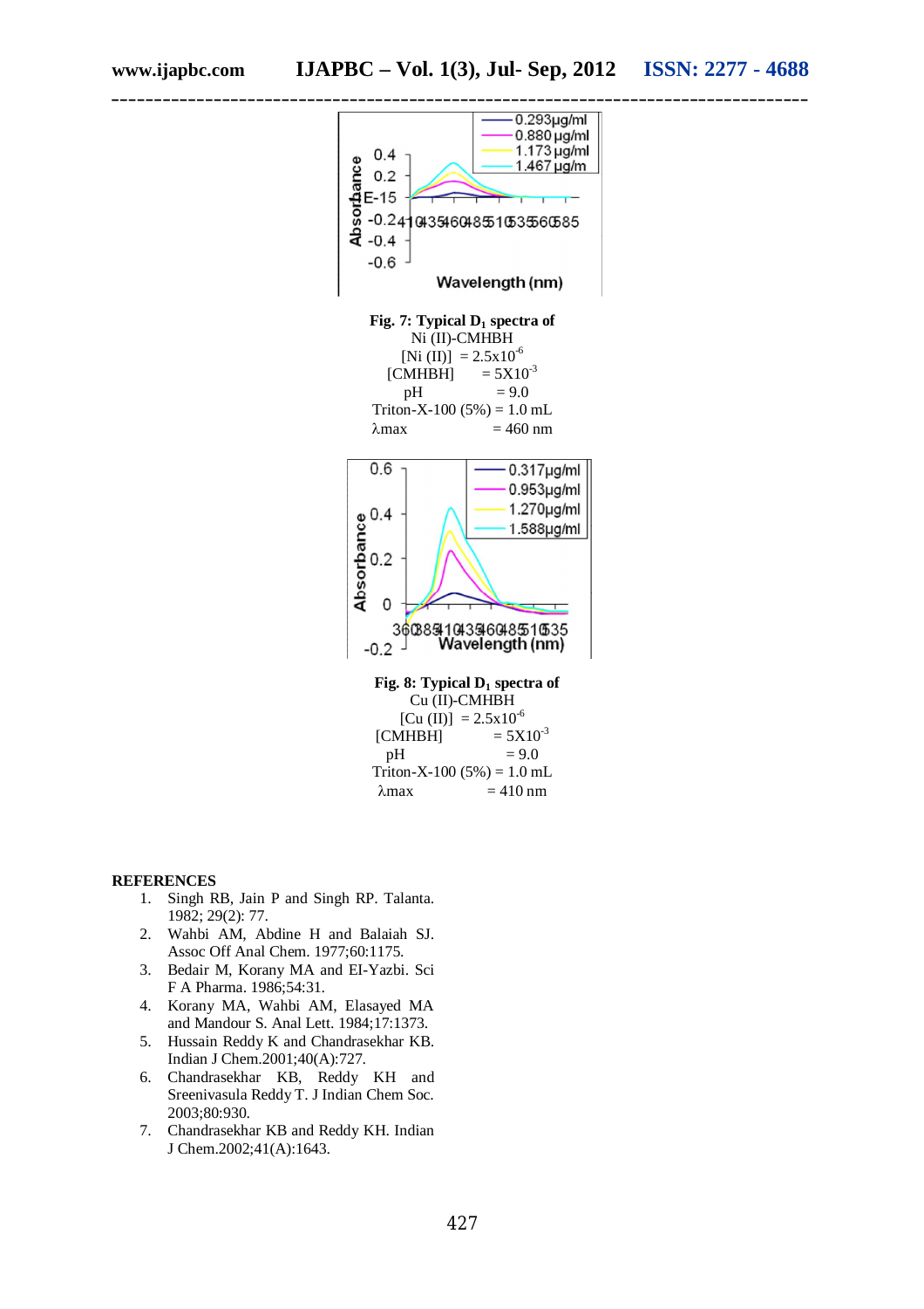0.293µg/ml
0.880 µg/ml
1.173 µg/ml
1.467 µg/m

Absorbance

0.4
0.2
E-15
-0.2
-0.4
-0.6

410 435 460 485 510 535 560 585

Wavelength (nm)

**Fig. 7: Typical $D_1$ spectra of**
Ni (II)-CMHBH
[Ni (II)] = $2.5x10^{-6}$
[CMHBH] = $5X10^{-3}$
pH = 9.0
Triton-X-100 (5%) = 1.0 mL
λmax = 460 nm

0.317µg/ml
0.953µg/ml
1.270µg/ml
1.588µg/ml

Absorbance

0.6
0.4
0.2
0
-0.2

360 385 410 435 460 485 510 535

Wavelength (nm)

**Fig. 8: Typical $D_1$ spectra of**
Cu (II)-CMHBH
[Cu (II)] = $2.5x10^{-6}$
[CMHBH] = $5X10^{-3}$
pH = 9.0
Triton-X-100 (5%) = 1.0 mL
λmax = 410 nm

## REFERENCES

1. Singh RB, Jain P and Singh RP. Talanta. 1982; 29(2): 77.
2. Wahbi AM, Abdine H and Balaiah SJ. Assoc Off Anal Chem. 1977;60:1175.
3. Bedair M, Korany MA and EI-Yazbi. Sci F A Pharma. 1986;54:31.
4. Korany MA, Wahbi AM, Elasayed MA and Mandour S. Anal Lett. 1984;17:1373.
5. Hussain Reddy K and Chandrasekhar KB. Indian J Chem.2001;40(A):727.
6. Chandrasekhar KB, Reddy KH and Sreenivasula Reddy T. J Indian Chem Soc. 2003;80:930.
7. Chandrasekhar KB and Reddy KH. Indian J Chem.2002;41(A):1643.